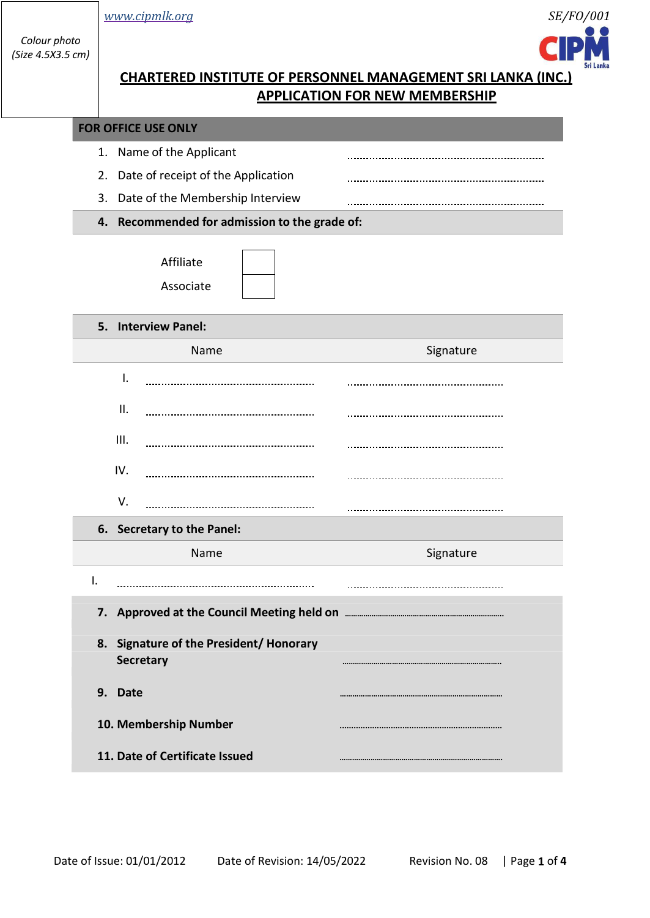Colour photo
(Size 4.5X3.5 cm)

www.cipmlk.org

SE/FO/001

CIPM Sri Lanka

# CHARTERED INSTITUTE OF PERSONNEL MANAGEMENT SRI LANKA (INC.)

## APPLICATION FOR NEW MEMBERSHIP

**FOR OFFICE USE ONLY**

1. Name of the Applicant ..........................................................
2. Date of receipt of the Application ..........................................................
3. Date of the Membership Interview ..........................................................

**4. Recommended for admission to the grade of:**

| | |
|---|---|
| Affiliate | ☐ |
| Associate | ☐ |

**5. Interview Panel:**

| | Name | Signature |
|---|---|---|
| I. | .................................................... | ................................................ |
| II. | .................................................... | ................................................ |
| III. | .................................................... | ................................................ |
| IV. | .................................................... | ................................................ |
| V. | .................................................... | ................................................ |

**6. Secretary to the Panel:**

| | Name | Signature |
|---|---|---|
| I. | .................................................... | ................................................ |

**7. Approved at the Council Meeting held on** ..........................................................

**8. Signature of the President/ Honorary Secretary** ..........................................................

**9. Date** ..........................................................

**10. Membership Number** ..........................................................

**11. Date of Certificate Issued** ..........................................................

Date of Issue: 01/01/2012 Date of Revision: 14/05/2022 Revision No. 08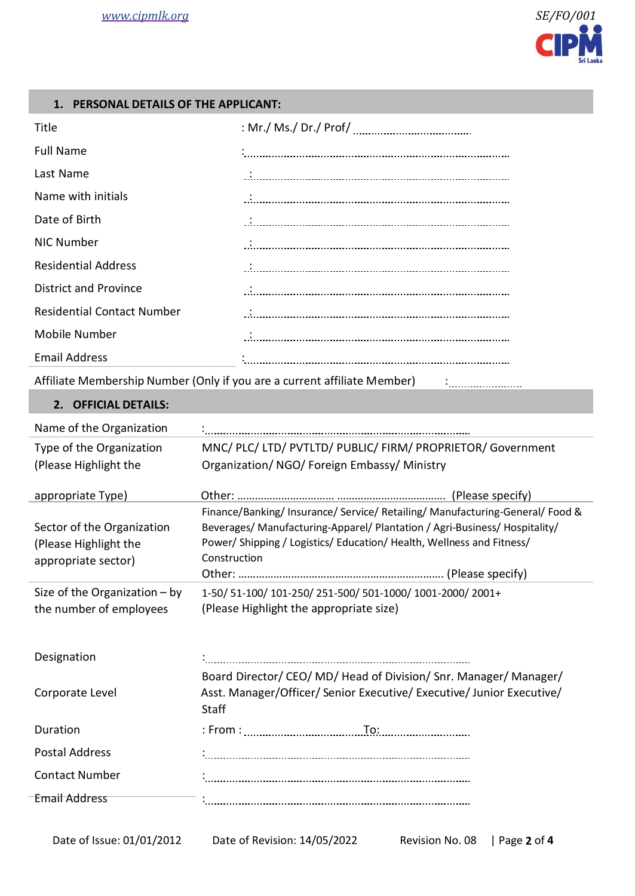## 1. PERSONAL DETAILS OF THE APPLICANT:

| | |
|---|---|
| Title | : Mr./ Ms./ Dr./ Prof/ .................................... |
| Full Name | :............................................................................................ |
| Last Name | :............................................................................................ |
| Name with initials | :............................................................................................ |
| Date of Birth | :............................................................................................ |
| NIC Number | :............................................................................................ |
| Residential Address | :............................................................................................ |
| District and Province | :............................................................................................ |
| Residential Contact Number | :............................................................................................ |
| Mobile Number | :............................................................................................ |
| Email Address | :............................................................................................ |

Affiliate Membership Number (Only if you are a current affiliate Member) :.......................

## 2. OFFICIAL DETAILS:

| | |
|---|---|
| Name of the Organization | :............................................................................................ |
| Type of the Organization (Please Highlight the appropriate Type) | MNC/ PLC/ LTD/ PVTLTD/ PUBLIC/ FIRM/ PROPRIETOR/ Government Organization/ NGO/ Foreign Embassy/ Ministry<br>Other: ................................ .................................... (Please specify) |
| Sector of the Organization (Please Highlight the appropriate sector) | Finance/Banking/ Insurance/ Service/ Retailing/ Manufacturing-General/ Food & Beverages/ Manufacturing-Apparel/ Plantation / Agri-Business/ Hospitality/ Power/ Shipping / Logistics/ Education/ Health, Wellness and Fitness/ Construction<br>Other: ................................................................... (Please specify) |
| Size of the Organization – by the number of employees | 1-50/ 51-100/ 101-250/ 251-500/ 501-1000/ 1001-2000/ 2001+<br>(Please Highlight the appropriate size) |
| Designation | :............................................................................................ |
| Corporate Level | Board Director/ CEO/ MD/ Head of Division/ Snr. Manager/ Manager/ Asst. Manager/Officer/ Senior Executive/ Executive/ Junior Executive/ Staff |
| Duration | : From : ................................ To: ................................ |
| Postal Address | :............................................................................................ |
| Contact Number | :............................................................................................ |
| Email Address | :............................................................................................ |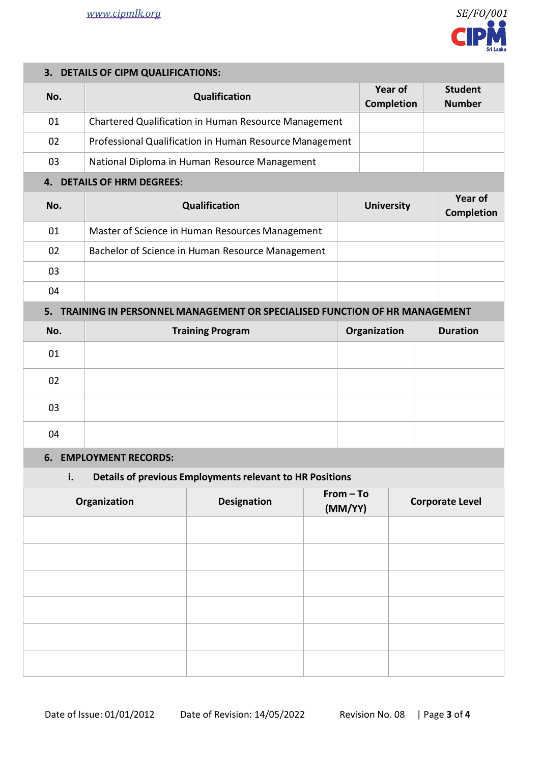## 3. DETAILS OF CIPM QUALIFICATIONS:

| No. | Qualification | Year of Completion | Student Number |
|---|---|---|---|
| 01 | Chartered Qualification in Human Resource Management | | |
| 02 | Professional Qualification in Human Resource Management | | |
| 03 | National Diploma in Human Resource Management | | |

## 4. DETAILS OF HRM DEGREES:

| No. | Qualification | University | Year of Completion |
|---|---|---|---|
| 01 | Master of Science in Human Resources Management | | |
| 02 | Bachelor of Science in Human Resource Management | | |
| 03 | | | |
| 04 | | | |

## 5. TRAINING IN PERSONNEL MANAGEMENT OR SPECIALISED FUNCTION OF HR MANAGEMENT

| No. | Training Program | Organization | Duration |
|---|---|---|---|
| 01 | | | |
| 02 | | | |
| 03 | | | |
| 04 | | | |

## 6. EMPLOYMENT RECORDS:

### i. Details of previous Employments relevant to HR Positions

| Organization | Designation | From – To (MM/YY) | Corporate Level |
|---|---|---|---|
| | | | |
| | | | |
| | | | |
| | | | |
| | | | |
| | | | |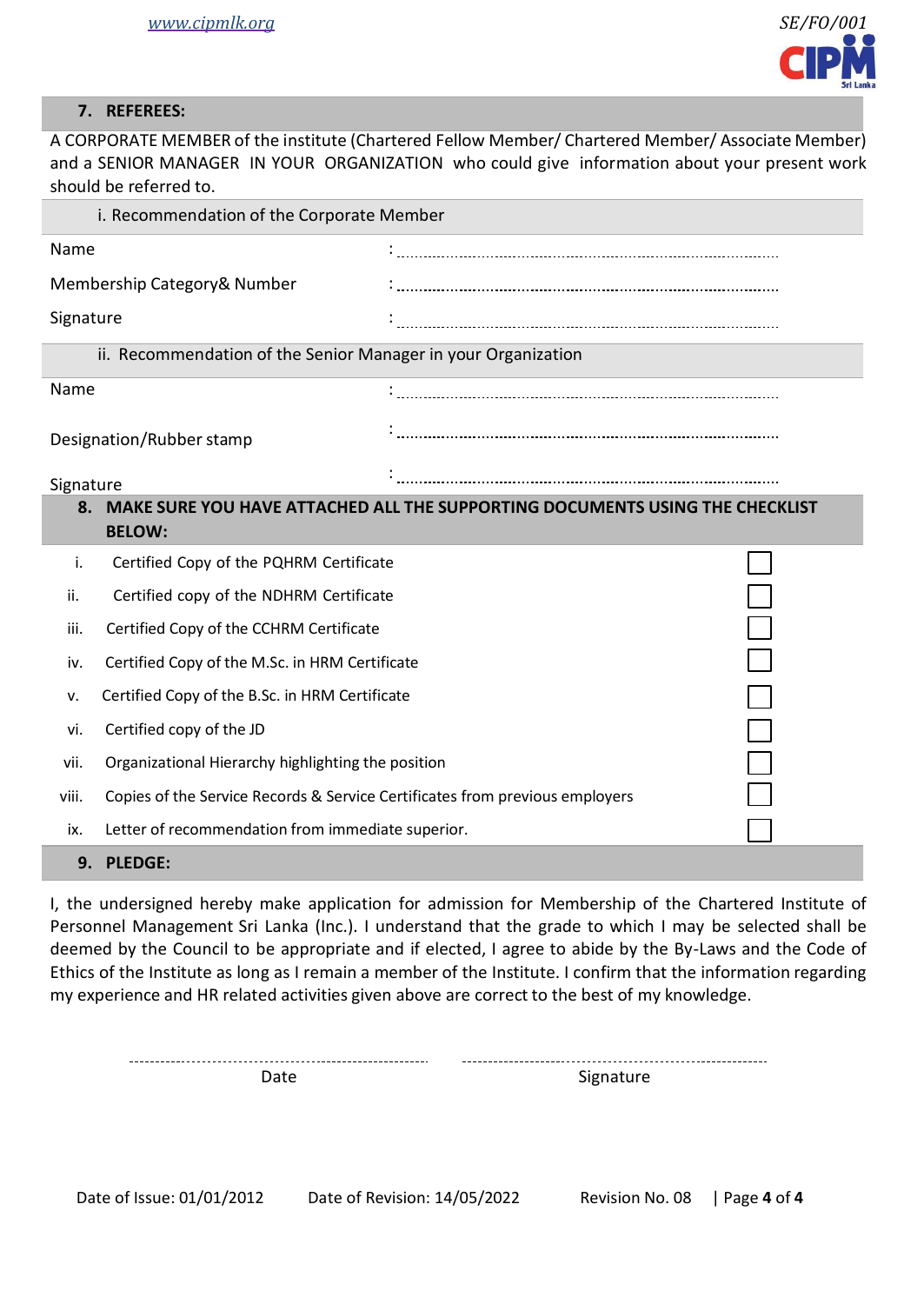## 7. REFEREES:

A CORPORATE MEMBER of the institute (Chartered Fellow Member/ Chartered Member/ Associate Member) and a SENIOR MANAGER IN YOUR ORGANIZATION who could give information about your present work should be referred to.

### i. Recommendation of the Corporate Member

Name : ...............................................................................................

Membership Category& Number : ...............................................................................................

Signature : ...............................................................................................

### ii. Recommendation of the Senior Manager in your Organization

Name : ...............................................................................................

Designation/Rubber stamp : ...............................................................................................

Signature : ...............................................................................................

## 8. MAKE SURE YOU HAVE ATTACHED ALL THE SUPPORTING DOCUMENTS USING THE CHECKLIST BELOW:

| | | |
|---|---|---|
| i. | Certified Copy of the PQHRM Certificate | ☐ |
| ii. | Certified copy of the NDHRM Certificate | ☐ |
| iii. | Certified Copy of the CCHRM Certificate | ☐ |
| iv. | Certified Copy of the M.Sc. in HRM Certificate | ☐ |
| v. | Certified Copy of the B.Sc. in HRM Certificate | ☐ |
| vi. | Certified copy of the JD | ☐ |
| vii. | Organizational Hierarchy highlighting the position | ☐ |
| viii. | Copies of the Service Records & Service Certificates from previous employers | ☐ |
| ix. | Letter of recommendation from immediate superior. | ☐ |

## 9. PLEDGE:

I, the undersigned hereby make application for admission for Membership of the Chartered Institute of Personnel Management Sri Lanka (Inc.). I understand that the grade to which I may be selected shall be deemed by the Council to be appropriate and if elected, I agree to abide by the By-Laws and the Code of Ethics of the Institute as long as I remain a member of the Institute. I confirm that the information regarding my experience and HR related activities given above are correct to the best of my knowledge.

................................................................ ................................................................

Date Signature

Date of Issue: 01/01/2012 Date of Revision: 14/05/2022 Revision No. 08